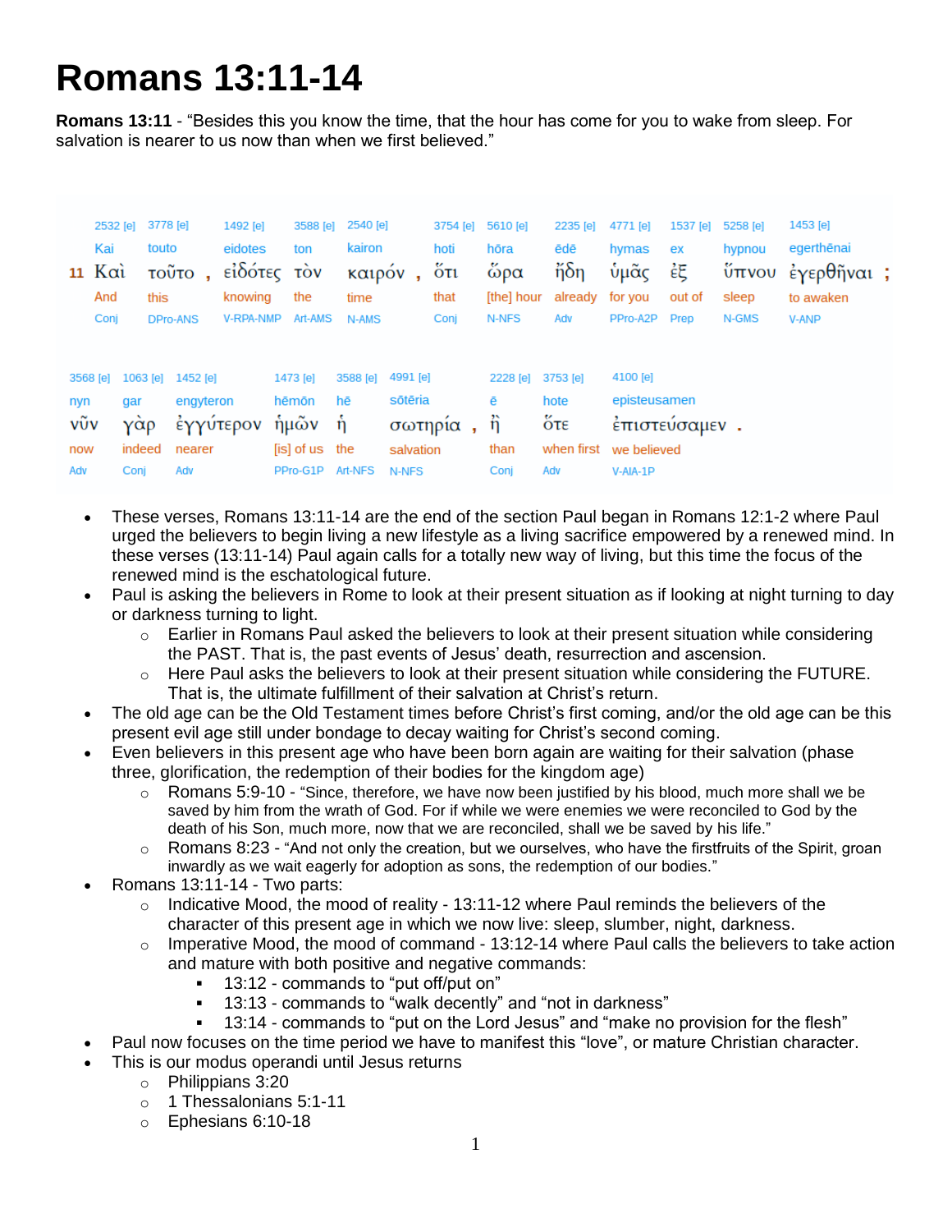# Romans 13:11-14

**Romans 13:11** - "Besides this you know the time, that the hour has come for you to wake from sleep. For salvation is nearer to us now than when we first believed."

| | 2532 [e] | 3778 [e] | | 1492 [e] | 3588 [e] | 2540 [e] | | 3754 [e] | 5610 [e] | 2235 [e] | 4771 [e] | 1537 [e] | 5258 [e] | 1453 [e] | |
|---|---|---|---|---|---|---|---|---|---|---|---|---|---|---|---|
| | Kai | touto | | eidotes | ton | kairon | | hoti | hōra | ēdē | hymas | ex | hypnou | egerthēnai | |
| 11 | Καὶ | τοῦτο | , | εἰδότες | τὸν | καιρόν | , | ὅτι | ὥρα | ἤδη | ὑμᾶς | ἐξ | ὕπνου | ἐγερθῆναι | ; |
| | And | this | | knowing | the | time | | that | [the] hour | already | for you | out of | sleep | to awaken | |
| | Conj | DPro-ANS | | V-RPA-NMP | Art-AMS | N-AMS | | Conj | N-NFS | Adv | PPro-A2P | Prep | N-GMS | V-ANP | |

| 3568 [e] | 1063 [e] | 1452 [e] | 1473 [e] | 3588 [e] | 4991 [e] | | 2228 [e] | 3753 [e] | 4100 [e] | |
|---|---|---|---|---|---|---|---|---|---|---|
| nyn | gar | engyteron | hēmōn | hē | sōtēria | | ē | hote | episteusamen | |
| νῦν | γὰρ | ἐγγύτερον | ἡμῶν | ἡ | σωτηρία | , | ἢ | ὅτε | ἐπιστεύσαμεν | . |
| now | indeed | nearer | [is] of us | the | salvation | | than | when first | we believed | |
| Adv | Conj | Adv | PPro-G1P | Art-NFS | N-NFS | | Conj | Adv | V-AIA-1P | |

- These verses, Romans 13:11-14 are the end of the section Paul began in Romans 12:1-2 where Paul urged the believers to begin living a new lifestyle as a living sacrifice empowered by a renewed mind. In these verses (13:11-14) Paul again calls for a totally new way of living, but this time the focus of the renewed mind is the eschatological future.
- Paul is asking the believers in Rome to look at their present situation as if looking at night turning to day or darkness turning to light.
  - Earlier in Romans Paul asked the believers to look at their present situation while considering the PAST. That is, the past events of Jesus' death, resurrection and ascension.
  - Here Paul asks the believers to look at their present situation while considering the FUTURE. That is, the ultimate fulfillment of their salvation at Christ's return.
- The old age can be the Old Testament times before Christ's first coming, and/or the old age can be this present evil age still under bondage to decay waiting for Christ's second coming.
- Even believers in this present age who have been born again are waiting for their salvation (phase three, glorification, the redemption of their bodies for the kingdom age)
  - Romans 5:9-10 - "Since, therefore, we have now been justified by his blood, much more shall we be saved by him from the wrath of God. For if while we were enemies we were reconciled to God by the death of his Son, much more, now that we are reconciled, shall we be saved by his life."
  - Romans 8:23 - "And not only the creation, but we ourselves, who have the firstfruits of the Spirit, groan inwardly as we wait eagerly for adoption as sons, the redemption of our bodies."
- Romans 13:11-14 - Two parts:
  - Indicative Mood, the mood of reality - 13:11-12 where Paul reminds the believers of the character of this present age in which we now live: sleep, slumber, night, darkness.
  - Imperative Mood, the mood of command - 13:12-14 where Paul calls the believers to take action and mature with both positive and negative commands:
    - 13:12 - commands to "put off/put on"
    - 13:13 - commands to "walk decently" and "not in darkness"
    - 13:14 - commands to "put on the Lord Jesus" and "make no provision for the flesh"
- Paul now focuses on the time period we have to manifest this "love", or mature Christian character.
- This is our modus operandi until Jesus returns
  - Philippians 3:20
  - 1 Thessalonians 5:1-11
  - Ephesians 6:10-18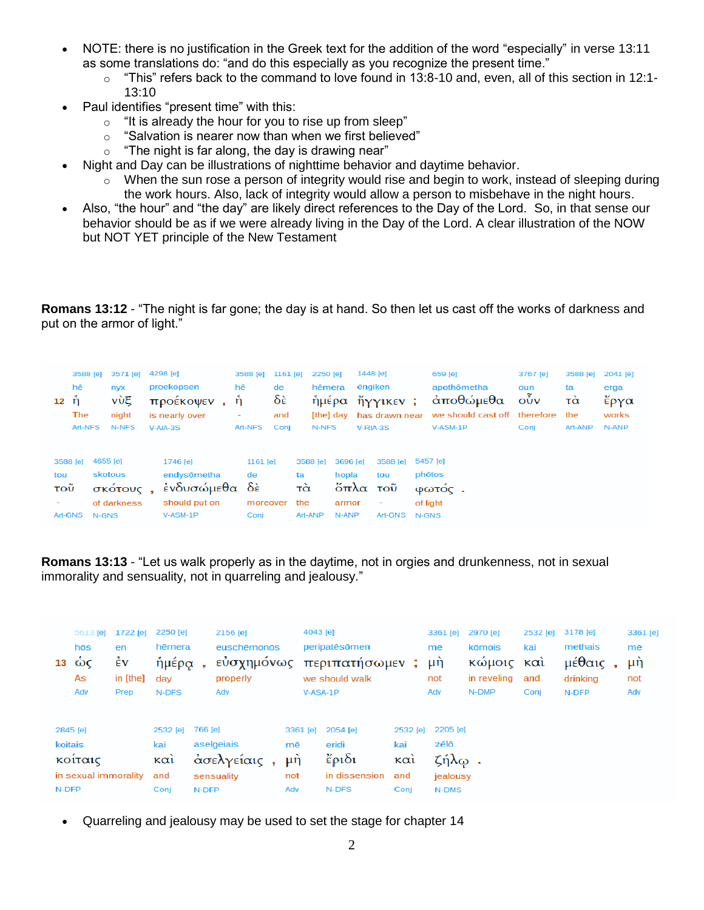- NOTE: there is no justification in the Greek text for the addition of the word “especially” in verse 13:11 as some translations do: “and do this especially as you recognize the present time.”
    - “This” refers back to the command to love found in 13:8-10 and, even, all of this section in 12:1-13:10
- Paul identifies “present time” with this:
    - “It is already the hour for you to rise up from sleep”
    - “Salvation is nearer now than when we first believed”
    - “The night is far along, the day is drawing near”
- Night and Day can be illustrations of nighttime behavior and daytime behavior.
    - When the sun rose a person of integrity would rise and begin to work, instead of sleeping during the work hours. Also, lack of integrity would allow a person to misbehave in the night hours.
- Also, “the hour” and “the day” are likely direct references to the Day of the Lord. So, in that sense our behavior should be as if we were already living in the Day of the Lord. A clear illustration of the NOW but NOT YET principle of the New Testament

**Romans 13:12** - “The night is far gone; the day is at hand. So then let us cast off the works of darkness and put on the armor of light.”

| 12 | | | | | | | | | | | |
|---|---|---|---|---|---|---|---|---|---|---|---|
| 3588 [e] | 3571 [e] | 4298 [e] | 3588 [e] | 1161 [e] | 2250 [e] | 1448 [e] | 659 [e] | 3767 [e] | 3588 [e] | 2041 [e] |
| hē | nyx | proekopsen | hē | de | hēmera | ēngiken | apothōmetha | oun | ta | erga |
| ἡ | νὺξ | προέκοψεν , | ἡ | δὲ | ἡμέρα | ἤγγικεν ; | ἀποθώμεθα | οὖν | τὰ | ἔργα |
| The | night | is nearly over | - | and | [the] day | has drawn near | we should cast off | therefore | the | works |
| Art-NFS | N-NFS | V-AIA-3S | Art-NFS | Conj | N-NFS | V-RIA-3S | V-ASM-1P | Conj | Art-ANP | N-ANP |

| 3588 [e] | 4655 [e] | 1746 [e] | 1161 [e] | 3588 [e] | 3696 [e] | 3588 [e] | 5457 [e] |
|---|---|---|---|---|---|---|---|
| tou | skotous | endysōmetha | de | ta | hopla | tou | phōtos |
| τοῦ | σκότους , | ἐνδυσώμεθα | δὲ | τὰ | ὅπλα | τοῦ | φωτός . |
| - | of darkness | should put on | moreover | the | armor | - | of light |
| Art-GNS | N-GNS | V-ASM-1P | Conj | Art-ANP | N-ANP | Art-GNS | N-GNS |

**Romans 13:13** - “Let us walk properly as in the daytime, not in orgies and drunkenness, not in sexual immorality and sensuality, not in quarreling and jealousy.”

| 13 | | | | | | | | | |
|---|---|---|---|---|---|---|---|---|---|
| 5613 [e] | 1722 [e] | 2250 [e] | 2156 [e] | 4043 [e] | 3361 [e] | 2970 [e] | 2532 [e] | 3178 [e] | 3361 [e] |
| hōs | en | hēmera | euschēmonōs | peripatēsōmen | mē | kōmois | kai | methais | mē |
| ὡς | ἐν | ἡμέρᾳ , | εὐσχημόνως | περιπατήσωμεν ; | μὴ | κώμοις | καὶ | μέθαις , | μὴ |
| As | in [the] | day | properly | we should walk | not | in reveling | and | drinking | not |
| Adv | Prep | N-DFS | Adv | V-ASA-1P | Adv | N-DMP | Conj | N-DFP | Adv |

| 2845 [e] | 2532 [e] | 766 [e] | 3361 [e] | 2054 [e] | 2532 [e] | 2205 [e] |
|---|---|---|---|---|---|---|
| koitais | kai | aselgeiais | mē | eridi | kai | zēlō |
| κοίταις | καὶ | ἀσελγείαις , | μὴ | ἔριδι | καὶ | ζήλῳ . |
| in sexual immorality | and | sensuality | not | in dissension | and | jealousy |
| N-DFP | Conj | N-DFP | Adv | N-DFS | Conj | N-DMS |

- Quarreling and jealousy may be used to set the stage for chapter 14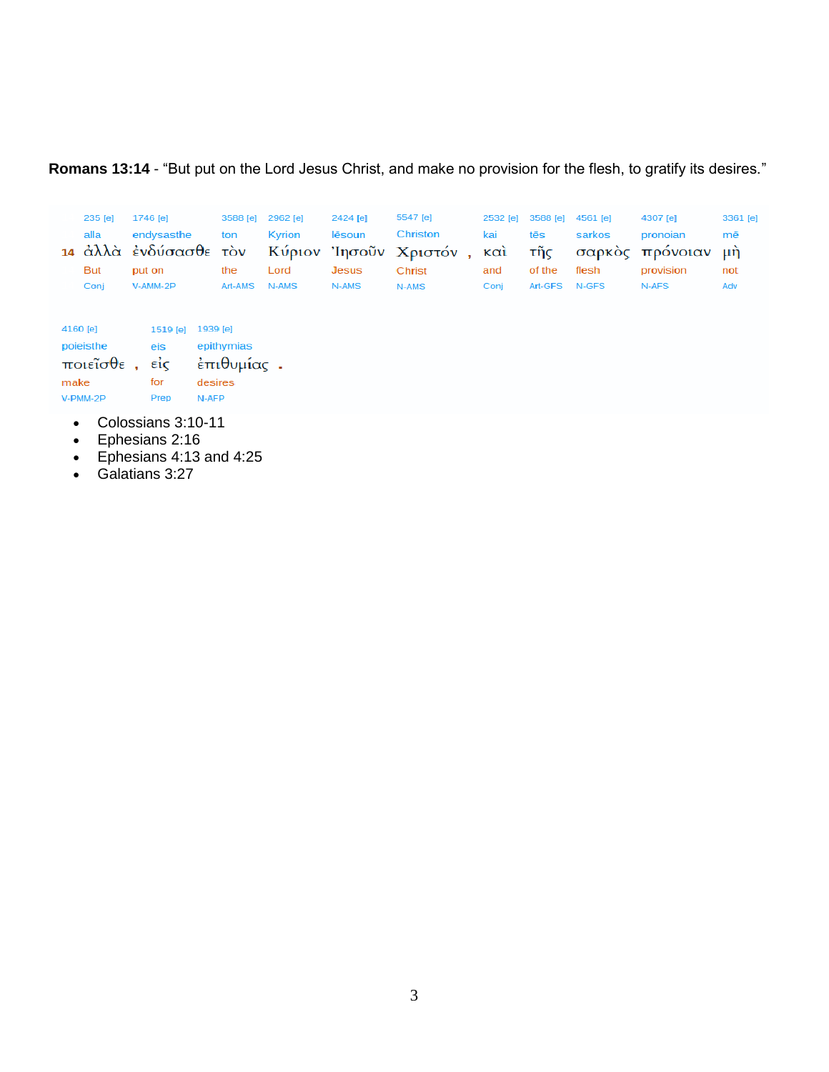**Romans 13:14** - "But put on the Lord Jesus Christ, and make no provision for the flesh, to gratify its desires."

| | | | | | | | | | | | |
|---|---|---|---|---|---|---|---|---|---|---|---|
| 14 | 235 [e] | 1746 [e] | 3588 [e] | 2962 [e] | 2424 [e] | 5547 [e] | 2532 [e] | 3588 [e] | 4561 [e] | 4307 [e] | 3361 [e] |
| | alla | endysasthe | ton | Kyrion | Iēsoun | Christon | kai | tēs | sarkos | pronoian | mē |
| | ἀλλὰ | ἐνδύσασθε | τὸν | Κύριον | Ἰησοῦν | Χριστόν , | καὶ | τῆς | σαρκὸς | πρόνοιαν | μὴ |
| | But | put on | the | Lord | Jesus | Christ | and | of the | flesh | provision | not |
| | Conj | V-AMM-2P | Art-AMS | N-AMS | N-AMS | N-AMS | Conj | Art-GFS | N-GFS | N-AFS | Adv |

| | | |
|---|---|---|
| 4160 [e] | 1519 [e] | 1939 [e] |
| poieisthe | eis | epithymias |
| ποιεῖσθε , | εἰς | ἐπιθυμίας . |
| make | for | desires |
| V-PMM-2P | Prep | N-AFP |

- Colossians 3:10-11
- Ephesians 2:16
- Ephesians 4:13 and 4:25
- Galatians 3:27